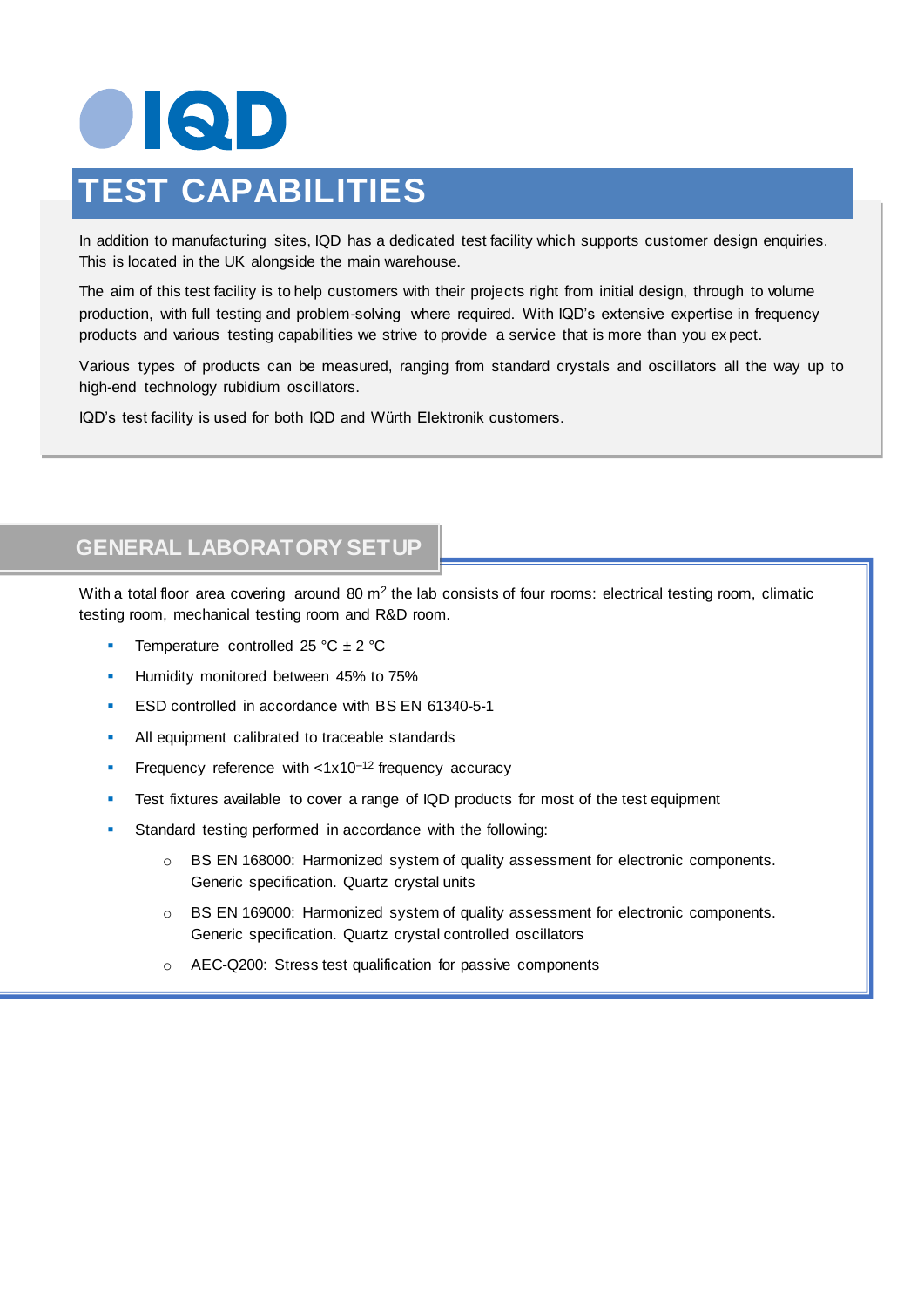# IQD

# TEST CAPABILITIES

In addition to manufacturing sites, IQD has a dedicated test facility which supports customer design enquiries. This is located in the UK alongside the main warehouse.

The aim of this test facility is to help customers with their projects right from initial design, through to volume production, with full testing and problem-solving where required. With IQD's extensive expertise in frequency products and various testing capabilities we strive to provide a service that is more than you expect.

Various types of products can be measured, ranging from standard crystals and oscillators all the way up to high-end technology rubidium oscillators.

IQD's test facility is used for both IQD and Würth Elektronik customers.

## GENERAL LABORATORY SETUP

With a total floor area covering around 80 $m^2$ the lab consists of four rooms: electrical testing room, climatic testing room, mechanical testing room and R&D room.

- Temperature controlled 25 °C ± 2 °C
- Humidity monitored between 45% to 75%
- ESD controlled in accordance with BS EN 61340-5-1
- All equipment calibrated to traceable standards
- Frequency reference with $<1x10^{-12}$ frequency accuracy
- Test fixtures available to cover a range of IQD products for most of the test equipment
- Standard testing performed in accordance with the following:
  - BS EN 168000: Harmonized system of quality assessment for electronic components. Generic specification. Quartz crystal units
  - BS EN 169000: Harmonized system of quality assessment for electronic components. Generic specification. Quartz crystal controlled oscillators
  - AEC-Q200: Stress test qualification for passive components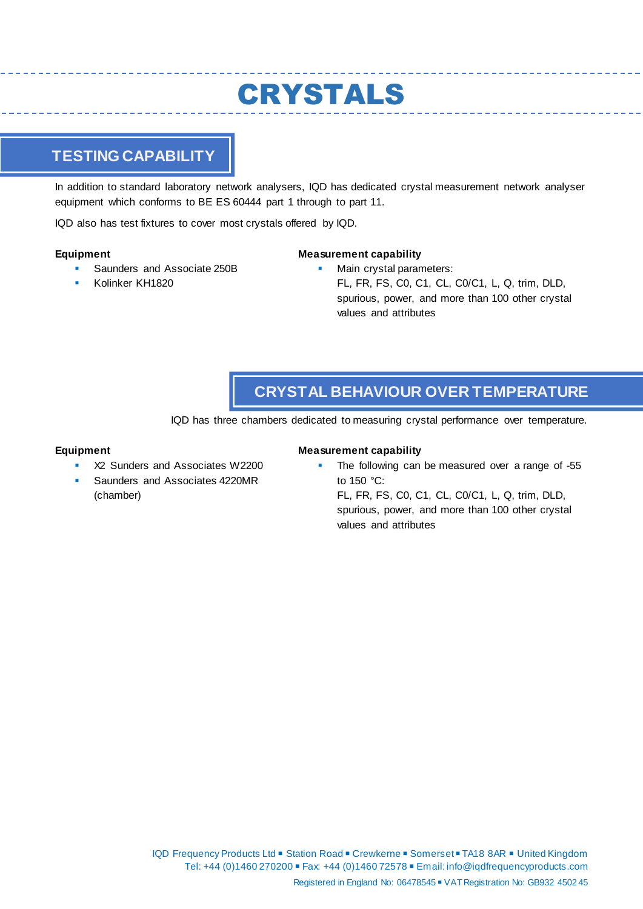# CRYSTALS

## TESTING CAPABILITY

In addition to standard laboratory network analysers, IQD has dedicated crystal measurement network analyser equipment which conforms to BE ES 60444 part 1 through to part 11.

IQD also has test fixtures to cover most crystals offered by IQD.

**Equipment**

- Saunders and Associate 250B
- Kolinker KH1820

**Measurement capability**

- Main crystal parameters:
  FL, FR, FS, C0, C1, CL, C0/C1, L, Q, trim, DLD, spurious, power, and more than 100 other crystal values and attributes

## CRYSTAL BEHAVIOUR OVER TEMPERATURE

IQD has three chambers dedicated to measuring crystal performance over temperature.

**Equipment**

- X2 Sunders and Associates W2200
- Saunders and Associates 4220MR (chamber)

**Measurement capability**

- The following can be measured over a range of -55 to 150 °C:
  FL, FR, FS, C0, C1, CL, C0/C1, L, Q, trim, DLD, spurious, power, and more than 100 other crystal values and attributes

IQD Frequency Products Ltd ▪ Station Road ▪ Crewkerne ▪ Somerset ▪ TA18 8AR ▪ United Kingdom
Tel: +44 (0)1460 270200 ▪ Fax: +44 (0)1460 72578 ▪ Email: info@iqdfrequencyproducts.com
Registered in England No: 06478545 ▪ VAT Registration No: GB932 4502 45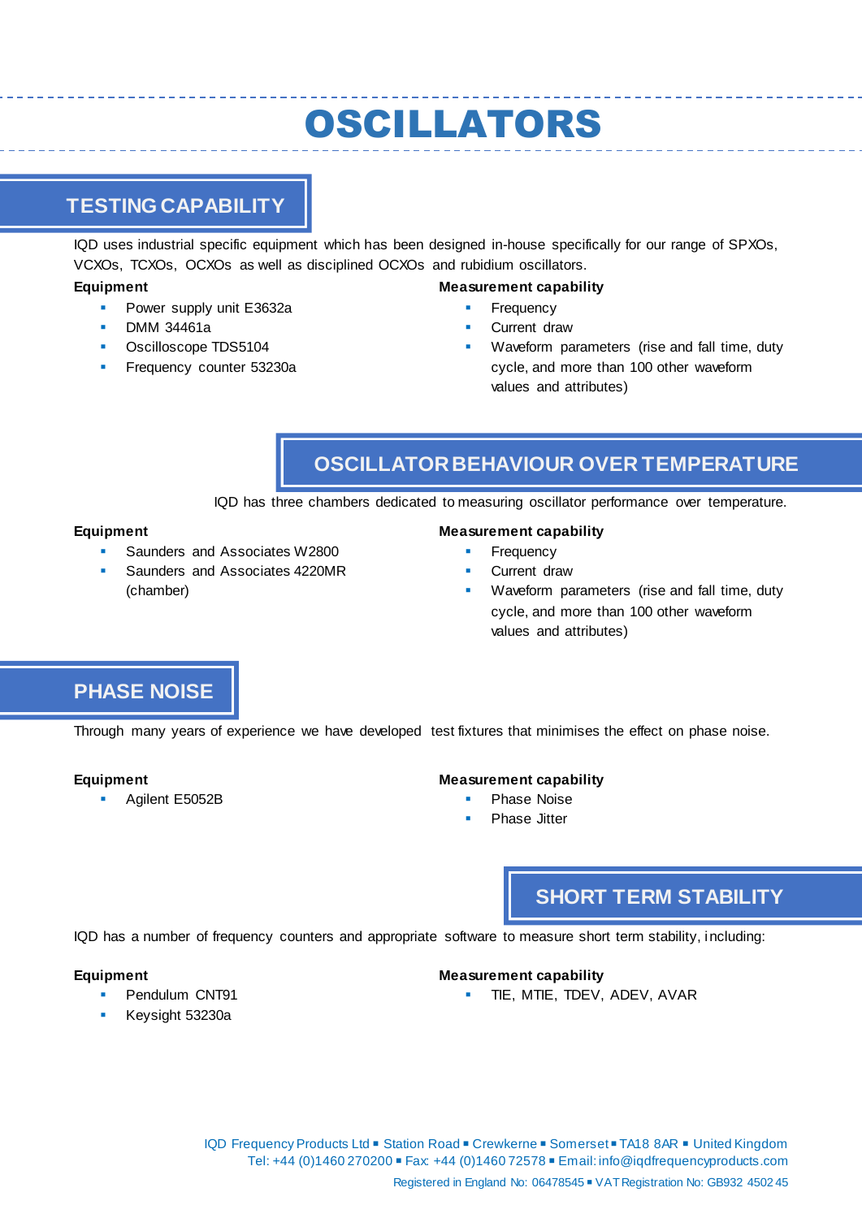# OSCILLATORS

## TESTING CAPABILITY

IQD uses industrial specific equipment which has been designed in-house specifically for our range of SPXOs, VCXOs, TCXOs, OCXOs as well as disciplined OCXOs and rubidium oscillators.

**Equipment**

- Power supply unit E3632a
- DMM 34461a
- Oscilloscope TDS5104
- Frequency counter 53230a

**Measurement capability**

- Frequency
- Current draw
- Waveform parameters (rise and fall time, duty cycle, and more than 100 other waveform values and attributes)

## OSCILLATOR BEHAVIOUR OVER TEMPERATURE

IQD has three chambers dedicated to measuring oscillator performance over temperature.

**Equipment**

- Saunders and Associates W2800
- Saunders and Associates 4220MR (chamber)

**Measurement capability**

- Frequency
- Current draw
- Waveform parameters (rise and fall time, duty cycle, and more than 100 other waveform values and attributes)

## PHASE NOISE

Through many years of experience we have developed test fixtures that minimises the effect on phase noise.

**Equipment**

- Agilent E5052B

**Measurement capability**

- Phase Noise
- Phase Jitter

## SHORT TERM STABILITY

IQD has a number of frequency counters and appropriate software to measure short term stability, including:

**Equipment**

- Pendulum CNT91
- Keysight 53230a

**Measurement capability**

- TIE, MTIE, TDEV, ADEV, AVAR

IQD Frequency Products Ltd ▪ Station Road ▪ Crewkerne ▪ Somerset ▪ TA18 8AR ▪ United Kingdom
Tel: +44 (0)1460 270200 ▪ Fax: +44 (0)1460 72578 ▪ Email: info@iqdfrequencyproducts.com
Registered in England No: 06478545 ▪ VAT Registration No: GB932 4502 45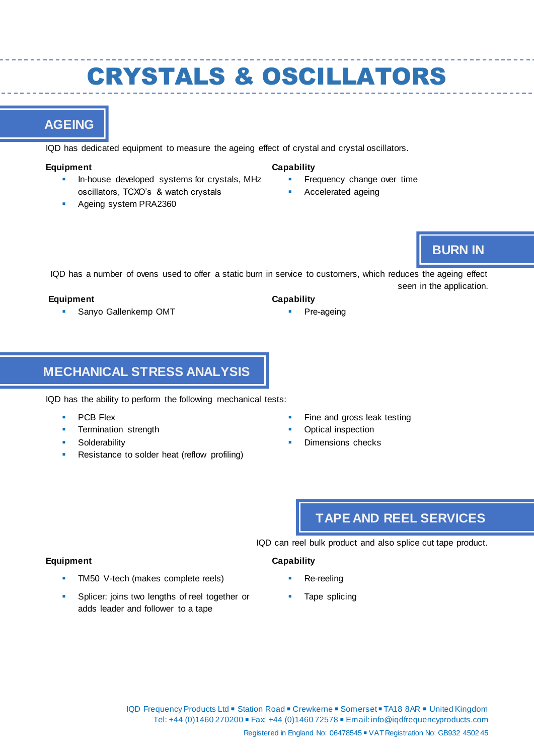# CRYSTALS & OSCILLATORS

## AGEING

IQD has dedicated equipment to measure the ageing effect of crystal and crystal oscillators.

**Equipment**

- In-house developed systems for crystals, MHz oscillators, TCXO's & watch crystals
- Ageing system PRA2360

**Capability**

- Frequency change over time
- Accelerated ageing

## BURN IN

IQD has a number of ovens used to offer a static burn in service to customers, which reduces the ageing effect seen in the application.

**Equipment**

- Sanyo Gallenkemp OMT

**Capability**

- Pre-ageing

## MECHANICAL STRESS ANALYSIS

IQD has the ability to perform the following mechanical tests:

- PCB Flex
- Termination strength
- Solderability
- Resistance to solder heat (reflow profiling)
- Fine and gross leak testing
- Optical inspection
- Dimensions checks

## TAPE AND REEL SERVICES

IQD can reel bulk product and also splice cut tape product.

**Equipment**

- TM50 V-tech (makes complete reels)
- Splicer: joins two lengths of reel together or adds leader and follower to a tape

**Capability**

- Re-reeling
- Tape splicing

IQD Frequency Products Ltd ▪ Station Road ▪ Crewkerne ▪ Somerset ▪ TA18 8AR ▪ United Kingdom
Tel: +44 (0)1460 270200 ▪ Fax: +44 (0)1460 72578 ▪ Email: info@iqdfrequencyproducts.com
Registered in England No: 06478545 ▪ VAT Registration No: GB932 4502 45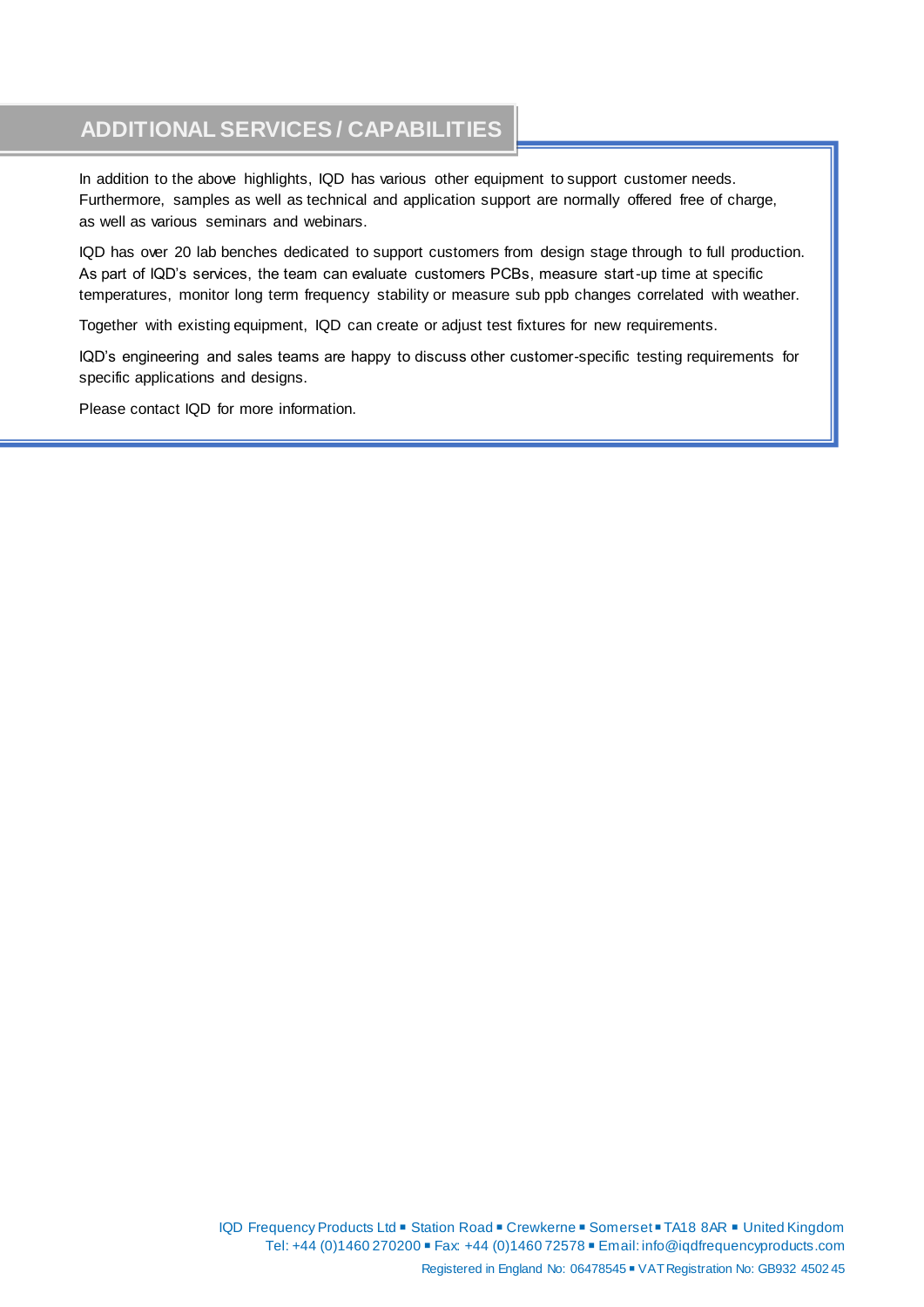## ADDITIONAL SERVICES / CAPABILITIES

In addition to the above highlights, IQD has various other equipment to support customer needs. Furthermore, samples as well as technical and application support are normally offered free of charge, as well as various seminars and webinars.

IQD has over 20 lab benches dedicated to support customers from design stage through to full production. As part of IQD's services, the team can evaluate customers PCBs, measure start-up time at specific temperatures, monitor long term frequency stability or measure sub ppb changes correlated with weather.

Together with existing equipment, IQD can create or adjust test fixtures for new requirements.

IQD's engineering and sales teams are happy to discuss other customer-specific testing requirements for specific applications and designs.

Please contact IQD for more information.

IQD Frequency Products Ltd ▪ Station Road ▪ Crewkerne ▪ Somerset ▪ TA18 8AR ▪ United Kingdom
Tel: +44 (0)1460 270200 ▪ Fax: +44 (0)1460 72578 ▪ Email: info@iqdfrequencyproducts.com
Registered in England No: 06478545 ▪ VAT Registration No: GB932 4502 45